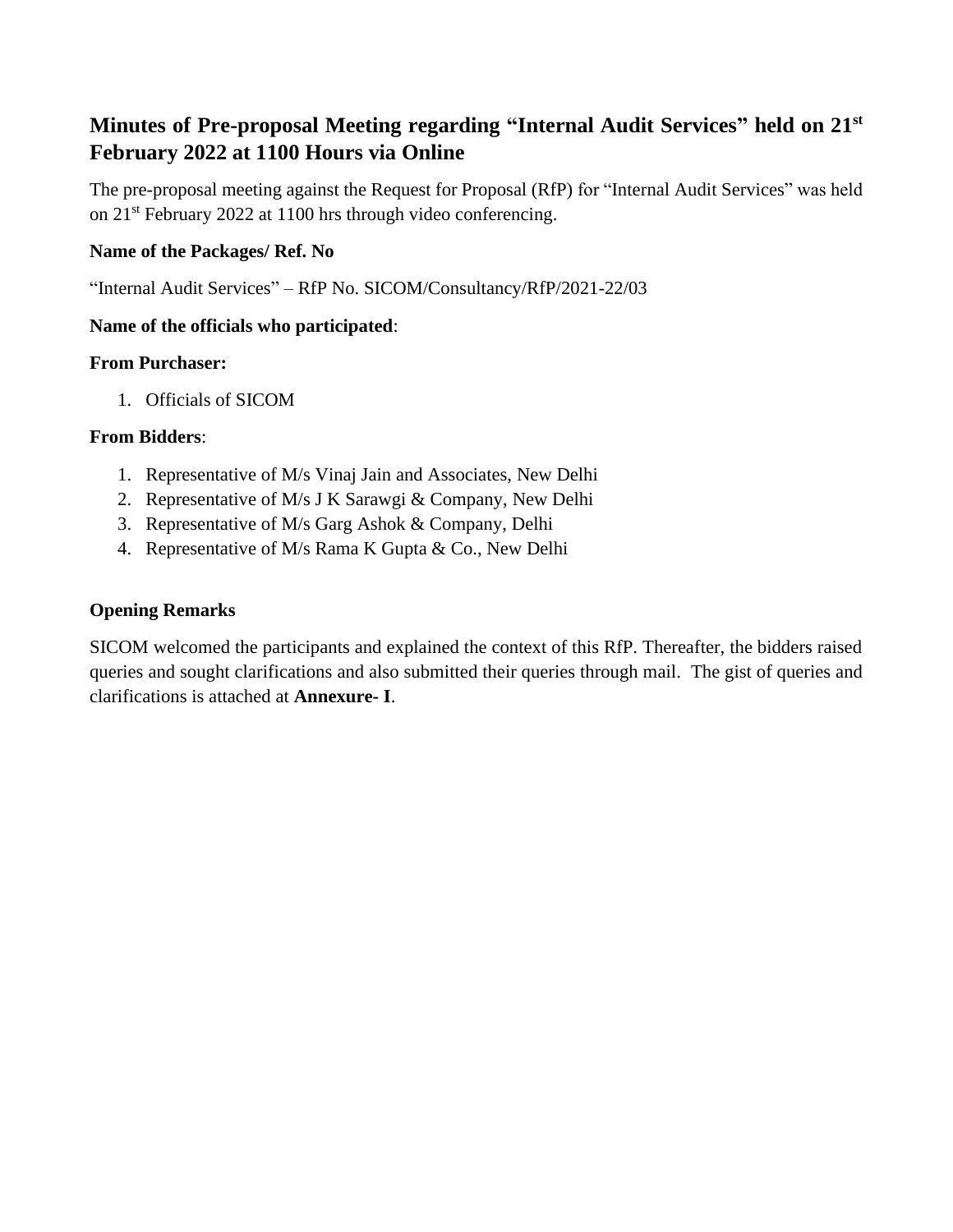## Minutes of Pre-proposal Meeting regarding "Internal Audit Services" held on 21st February 2022 at 1100 Hours via Online

The pre-proposal meeting against the Request for Proposal (RfP) for "Internal Audit Services" was held on 21st February 2022 at 1100 hrs through video conferencing.

**Name of the Packages/ Ref. No**

"Internal Audit Services" – RfP No. SICOM/Consultancy/RfP/2021-22/03

**Name of the officials who participated**:

**From Purchaser:**

1. Officials of SICOM

**From Bidders**:

1. Representative of M/s Vinaj Jain and Associates, New Delhi
2. Representative of M/s J K Sarawgi & Company, New Delhi
3. Representative of M/s Garg Ashok & Company, Delhi
4. Representative of M/s Rama K Gupta & Co., New Delhi

**Opening Remarks**

SICOM welcomed the participants and explained the context of this RfP. Thereafter, the bidders raised queries and sought clarifications and also submitted their queries through mail. The gist of queries and clarifications is attached at **Annexure- I**.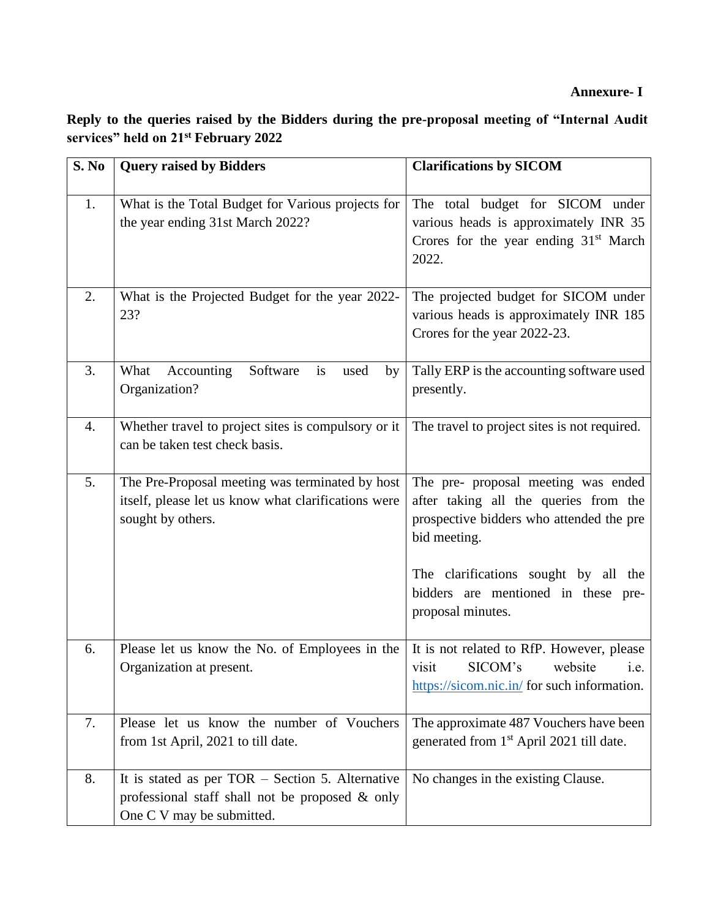**Annexure- I**

**Reply to the queries raised by the Bidders during the pre-proposal meeting of "Internal Audit services" held on 21st February 2022**

| S. No | Query raised by Bidders | Clarifications by SICOM |
|---|---|---|
| 1. | What is the Total Budget for Various projects for the year ending 31st March 2022? | The total budget for SICOM under various heads is approximately INR 35 Crores for the year ending 31st March 2022. |
| 2. | What is the Projected Budget for the year 2022-23? | The projected budget for SICOM under various heads is approximately INR 185 Crores for the year 2022-23. |
| 3. | What Accounting Software is used by Organization? | Tally ERP is the accounting software used presently. |
| 4. | Whether travel to project sites is compulsory or it can be taken test check basis. | The travel to project sites is not required. |
| 5. | The Pre-Proposal meeting was terminated by host itself, please let us know what clarifications were sought by others. | The pre- proposal meeting was ended after taking all the queries from the prospective bidders who attended the pre bid meeting.<br><br>The clarifications sought by all the bidders are mentioned in these pre-proposal minutes. |
| 6. | Please let us know the No. of Employees in the Organization at present. | It is not related to RfP. However, please visit SICOM's website i.e. https://sicom.nic.in/ for such information. |
| 7. | Please let us know the number of Vouchers from 1st April, 2021 to till date. | The approximate 487 Vouchers have been generated from 1st April 2021 till date. |
| 8. | It is stated as per TOR – Section 5. Alternative professional staff shall not be proposed & only One C V may be submitted. | No changes in the existing Clause. |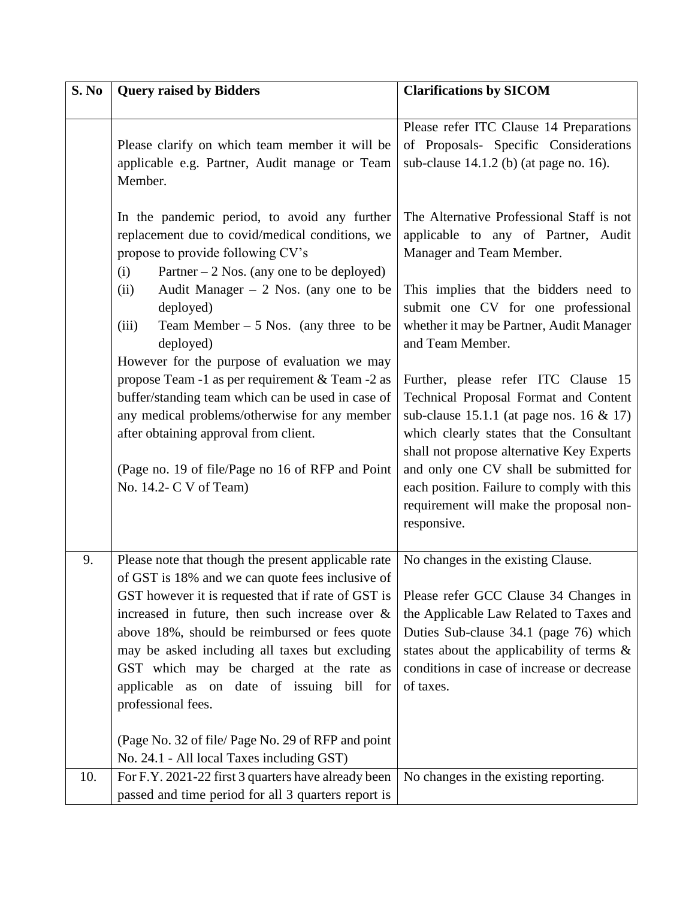| S. No | Query raised by Bidders | Clarifications by SICOM |
|---|---|---|
| | Please clarify on which team member it will be applicable e.g. Partner, Audit manage or Team Member.<br><br>In the pandemic period, to avoid any further replacement due to covid/medical conditions, we propose to provide following CV's<br>(i) Partner – 2 Nos. (any one to be deployed)<br>(ii) Audit Manager – 2 Nos. (any one to be deployed)<br>(iii) Team Member – 5 Nos. (any three to be deployed)<br>However for the purpose of evaluation we may propose Team -1 as per requirement & Team -2 as buffer/standing team which can be used in case of any medical problems/otherwise for any member after obtaining approval from client.<br><br>(Page no. 19 of file/Page no 16 of RFP and Point No. 14.2- C V of Team) | Please refer ITC Clause 14 Preparations of Proposals- Specific Considerations sub-clause 14.1.2 (b) (at page no. 16).<br><br>The Alternative Professional Staff is not applicable to any of Partner, Audit Manager and Team Member.<br><br>This implies that the bidders need to submit one CV for one professional whether it may be Partner, Audit Manager and Team Member.<br><br>Further, please refer ITC Clause 15 Technical Proposal Format and Content sub-clause 15.1.1 (at page nos. 16 & 17) which clearly states that the Consultant shall not propose alternative Key Experts and only one CV shall be submitted for each position. Failure to comply with this requirement will make the proposal non-responsive. |
| 9. | Please note that though the present applicable rate of GST is 18% and we can quote fees inclusive of GST however it is requested that if rate of GST is increased in future, then such increase over & above 18%, should be reimbursed or fees quote may be asked including all taxes but excluding GST which may be charged at the rate as applicable as on date of issuing bill for professional fees.<br><br>(Page No. 32 of file/ Page No. 29 of RFP and point No. 24.1 - All local Taxes including GST) | No changes in the existing Clause.<br><br>Please refer GCC Clause 34 Changes in the Applicable Law Related to Taxes and Duties Sub-clause 34.1 (page 76) which states about the applicability of terms & conditions in case of increase or decrease of taxes. |
| 10. | For F.Y. 2021-22 first 3 quarters have already been passed and time period for all 3 quarters report is | No changes in the existing reporting. |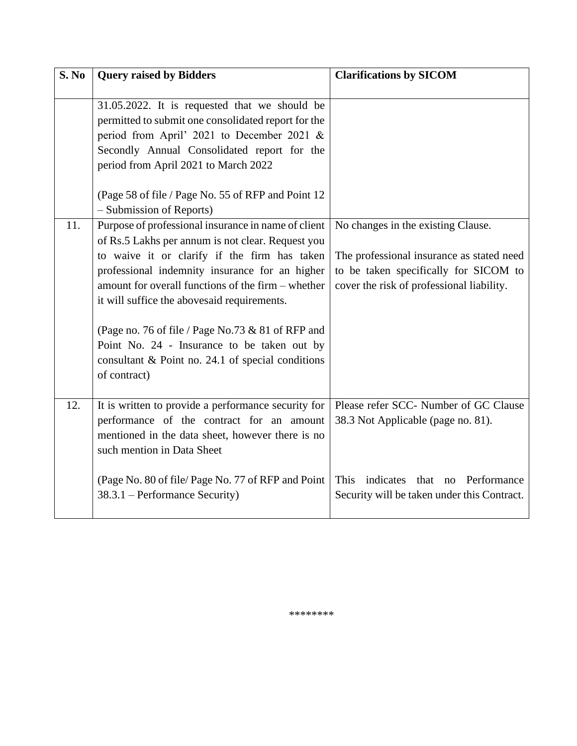| S. No | Query raised by Bidders | Clarifications by SICOM |
|---|---|---|
| | 31.05.2022. It is requested that we should be permitted to submit one consolidated report for the period from April' 2021 to December 2021 & Secondly Annual Consolidated report for the period from April 2021 to March 2022<br><br>(Page 58 of file / Page No. 55 of RFP and Point 12 – Submission of Reports) | |
| 11. | Purpose of professional insurance in name of client of Rs.5 Lakhs per annum is not clear. Request you to waive it or clarify if the firm has taken professional indemnity insurance for an higher amount for overall functions of the firm – whether it will suffice the abovesaid requirements.<br><br>(Page no. 76 of file / Page No.73 & 81 of RFP and Point No. 24 - Insurance to be taken out by consultant & Point no. 24.1 of special conditions of contract) | No changes in the existing Clause.<br><br>The professional insurance as stated need to be taken specifically for SICOM to cover the risk of professional liability. |
| 12. | It is written to provide a performance security for performance of the contract for an amount mentioned in the data sheet, however there is no such mention in Data Sheet<br><br>(Page No. 80 of file/ Page No. 77 of RFP and Point 38.3.1 – Performance Security) | Please refer SCC- Number of GC Clause 38.3 Not Applicable (page no. 81).<br><br>This indicates that no Performance Security will be taken under this Contract. |

********